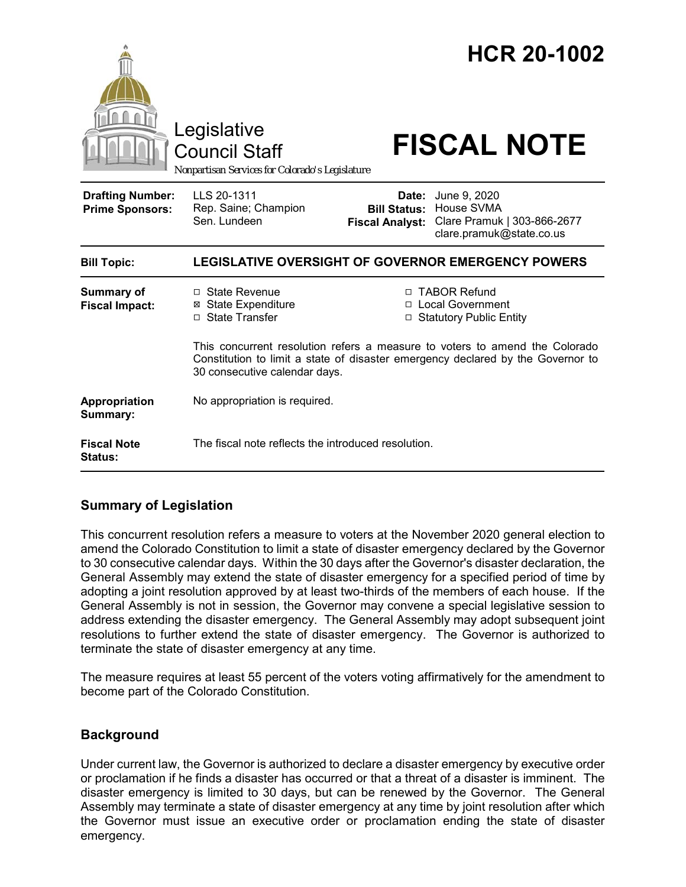# HCR 20-1002

Legislative Council Staff

*Nonpartisan Services for Colorado's Legislature*

# FISCAL NOTE

| | | | |
|---|---|---|---|
| **Drafting Number:** | LLS 20-1311 | **Date:** | June 9, 2020 |
| **Prime Sponsors:** | Rep. Saine; Champion<br>Sen. Lundeen | **Bill Status:** | House SVMA |
| | | **Fiscal Analyst:** | Clare Pramuk \| 303-866-2677<br>clare.pramuk@state.co.us |

| | |
|---|---|
| **Bill Topic:** | **LEGISLATIVE OVERSIGHT OF GOVERNOR EMERGENCY POWERS** |
| **Summary of Fiscal Impact:** | ☐ State Revenue<br>☒ State Expenditure<br>☐ State Transfer<br>☐ TABOR Refund<br>☐ Local Government<br>☐ Statutory Public Entity<br><br>This concurrent resolution refers a measure to voters to amend the Colorado Constitution to limit a state of disaster emergency declared by the Governor to 30 consecutive calendar days. |
| **Appropriation Summary:** | No appropriation is required. |
| **Fiscal Note Status:** | The fiscal note reflects the introduced resolution. |

## Summary of Legislation

This concurrent resolution refers a measure to voters at the November 2020 general election to amend the Colorado Constitution to limit a state of disaster emergency declared by the Governor to 30 consecutive calendar days. Within the 30 days after the Governor's disaster declaration, the General Assembly may extend the state of disaster emergency for a specified period of time by adopting a joint resolution approved by at least two-thirds of the members of each house. If the General Assembly is not in session, the Governor may convene a special legislative session to address extending the disaster emergency. The General Assembly may adopt subsequent joint resolutions to further extend the state of disaster emergency. The Governor is authorized to terminate the state of disaster emergency at any time.

The measure requires at least 55 percent of the voters voting affirmatively for the amendment to become part of the Colorado Constitution.

## Background

Under current law, the Governor is authorized to declare a disaster emergency by executive order or proclamation if he finds a disaster has occurred or that a threat of a disaster is imminent. The disaster emergency is limited to 30 days, but can be renewed by the Governor. The General Assembly may terminate a state of disaster emergency at any time by joint resolution after which the Governor must issue an executive order or proclamation ending the state of disaster emergency.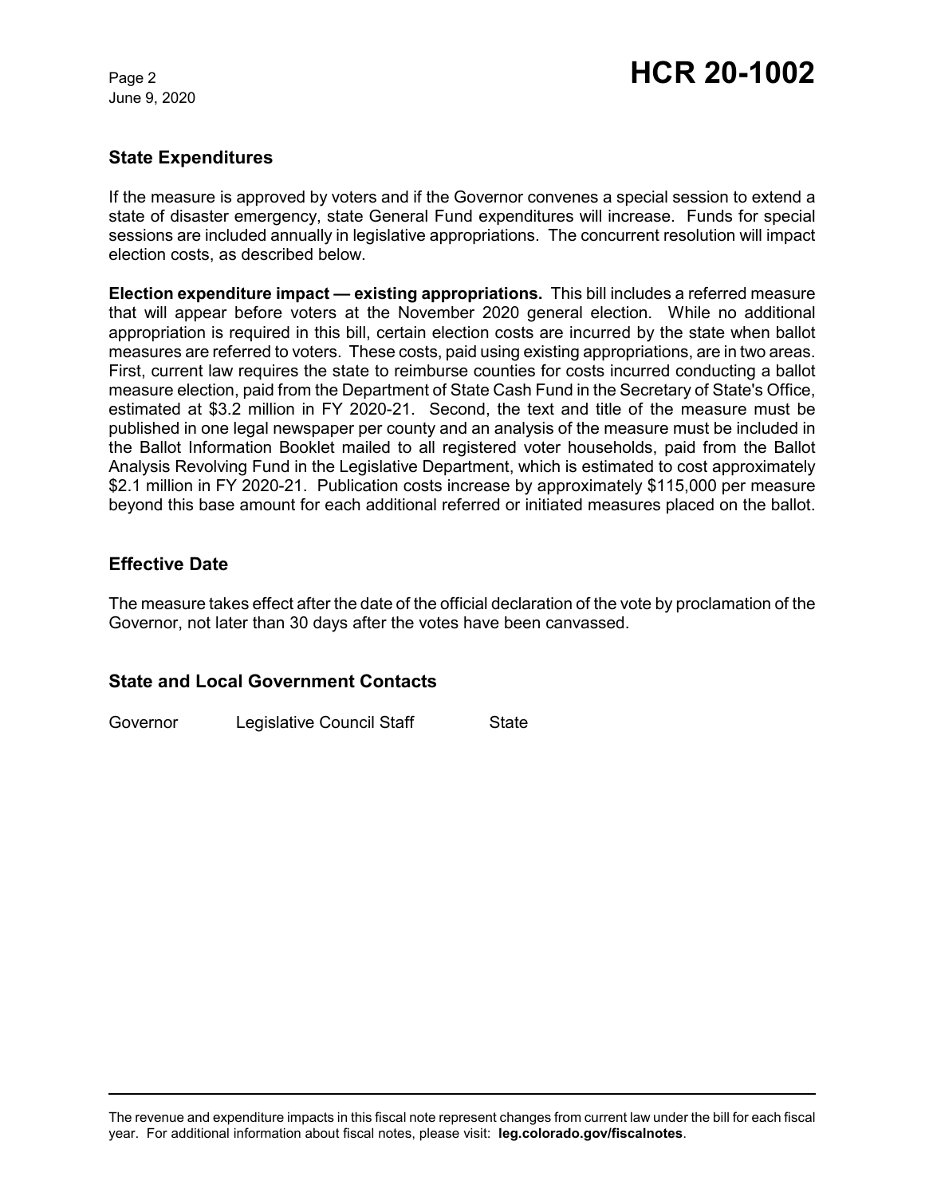## State Expenditures

If the measure is approved by voters and if the Governor convenes a special session to extend a state of disaster emergency, state General Fund expenditures will increase. Funds for special sessions are included annually in legislative appropriations. The concurrent resolution will impact election costs, as described below.

**Election expenditure impact — existing appropriations.** This bill includes a referred measure that will appear before voters at the November 2020 general election. While no additional appropriation is required in this bill, certain election costs are incurred by the state when ballot measures are referred to voters. These costs, paid using existing appropriations, are in two areas. First, current law requires the state to reimburse counties for costs incurred conducting a ballot measure election, paid from the Department of State Cash Fund in the Secretary of State's Office, estimated at $3.2 million in FY 2020-21. Second, the text and title of the measure must be published in one legal newspaper per county and an analysis of the measure must be included in the Ballot Information Booklet mailed to all registered voter households, paid from the Ballot Analysis Revolving Fund in the Legislative Department, which is estimated to cost approximately $2.1 million in FY 2020-21. Publication costs increase by approximately $115,000 per measure beyond this base amount for each additional referred or initiated measures placed on the ballot.

## Effective Date

The measure takes effect after the date of the official declaration of the vote by proclamation of the Governor, not later than 30 days after the votes have been canvassed.

## State and Local Government Contacts

Governor    Legislative Council Staff    State

The revenue and expenditure impacts in this fiscal note represent changes from current law under the bill for each fiscal year. For additional information about fiscal notes, please visit: **leg.colorado.gov/fiscalnotes**.